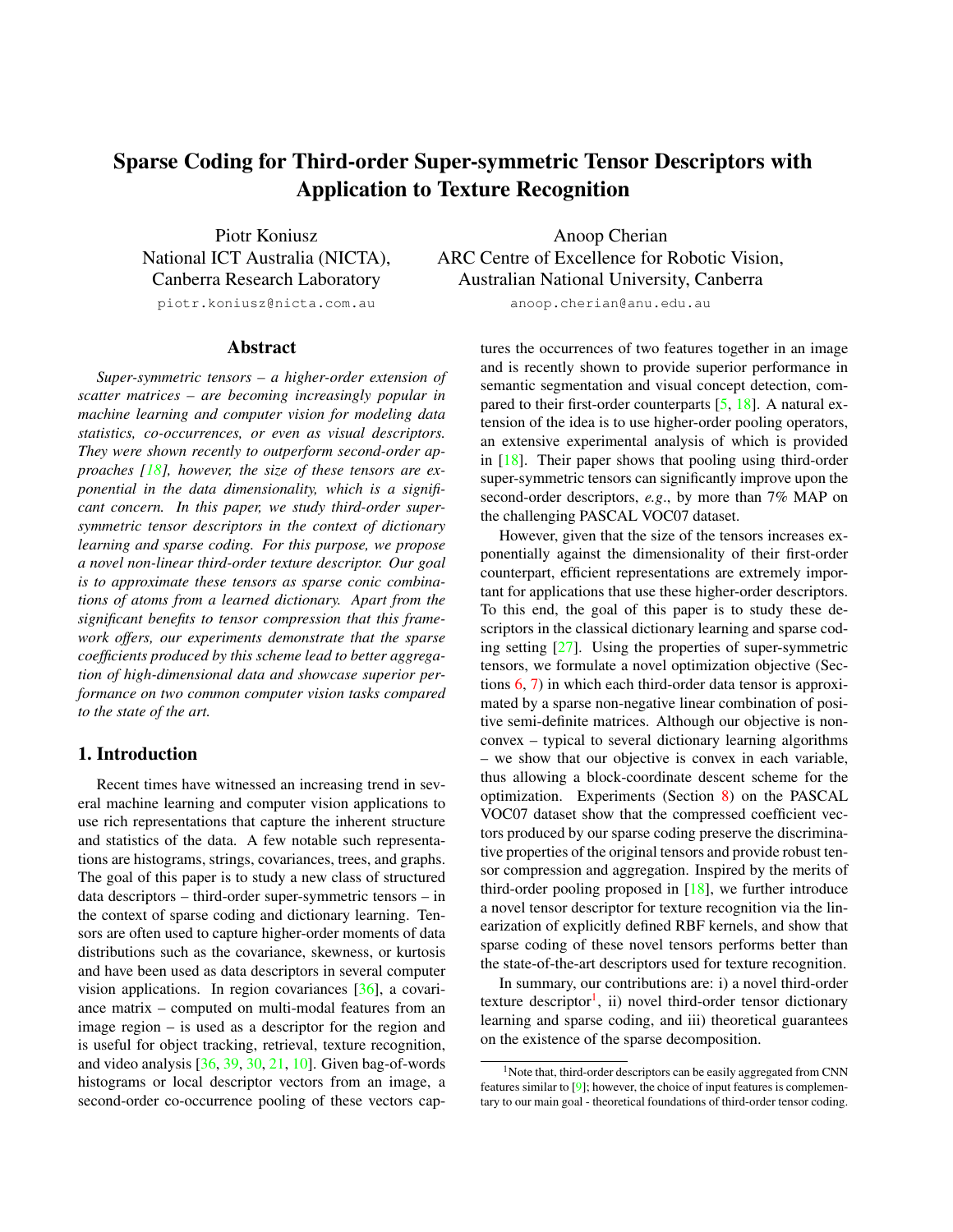# Sparse Coding for Third-order Super-symmetric Tensor Descriptors with Application to Texture Recognition

Piotr Koniusz
National ICT Australia (NICTA),
Canberra Research Laboratory
piotr.koniusz@nicta.com.au

Anoop Cherian
ARC Centre of Excellence for Robotic Vision,
Australian National University, Canberra
anoop.cherian@anu.edu.au

## Abstract

*Super-symmetric tensors – a higher-order extension of scatter matrices – are becoming increasingly popular in machine learning and computer vision for modeling data statistics, co-occurrences, or even as visual descriptors. They were shown recently to outperform second-order approaches [18], however, the size of these tensors are exponential in the data dimensionality, which is a significant concern. In this paper, we study third-order super-symmetric tensor descriptors in the context of dictionary learning and sparse coding. For this purpose, we propose a novel non-linear third-order texture descriptor. Our goal is to approximate these tensors as sparse conic combinations of atoms from a learned dictionary. Apart from the significant benefits to tensor compression that this framework offers, our experiments demonstrate that the sparse coefficients produced by this scheme lead to better aggregation of high-dimensional data and showcase superior performance on two common computer vision tasks compared to the state of the art.*

## 1. Introduction

Recent times have witnessed an increasing trend in several machine learning and computer vision applications to use rich representations that capture the inherent structure and statistics of the data. A few notable such representations are histograms, strings, covariances, trees, and graphs. The goal of this paper is to study a new class of structured data descriptors – third-order super-symmetric tensors – in the context of sparse coding and dictionary learning. Tensors are often used to capture higher-order moments of data distributions such as the covariance, skewness, or kurtosis and have been used as data descriptors in several computer vision applications. In region covariances [36], a covariance matrix – computed on multi-modal features from an image region – is used as a descriptor for the region and is useful for object tracking, retrieval, texture recognition, and video analysis [36, 39, 30, 21, 10]. Given bag-of-words histograms or local descriptor vectors from an image, a second-order co-occurrence pooling of these vectors captures the occurrences of two features together in an image and is recently shown to provide superior performance in semantic segmentation and visual concept detection, compared to their first-order counterparts [5, 18]. A natural extension of the idea is to use higher-order pooling operators, an extensive experimental analysis of which is provided in [18]. Their paper shows that pooling using third-order super-symmetric tensors can significantly improve upon the second-order descriptors, *e.g*., by more than 7% MAP on the challenging PASCAL VOC07 dataset.

However, given that the size of the tensors increases exponentially against the dimensionality of their first-order counterpart, efficient representations are extremely important for applications that use these higher-order descriptors. To this end, the goal of this paper is to study these descriptors in the classical dictionary learning and sparse coding setting [27]. Using the properties of super-symmetric tensors, we formulate a novel optimization objective (Sections 6, 7) in which each third-order data tensor is approximated by a sparse non-negative linear combination of positive semi-definite matrices. Although our objective is non-convex – typical to several dictionary learning algorithms – we show that our objective is convex in each variable, thus allowing a block-coordinate descent scheme for the optimization. Experiments (Section 8) on the PASCAL VOC07 dataset show that the compressed coefficient vectors produced by our sparse coding preserve the discriminative properties of the original tensors and provide robust tensor compression and aggregation. Inspired by the merits of third-order pooling proposed in [18], we further introduce a novel tensor descriptor for texture recognition via the linearization of explicitly defined RBF kernels, and show that sparse coding of these novel tensors performs better than the state-of-the-art descriptors used for texture recognition.

In summary, our contributions are: i) a novel third-order texture descriptor[1], ii) novel third-order tensor dictionary learning and sparse coding, and iii) theoretical guarantees on the existence of the sparse decomposition.

[1] Note that, third-order descriptors can be easily aggregated from CNN features similar to [9]; however, the choice of input features is complementary to our main goal - theoretical foundations of third-order tensor coding.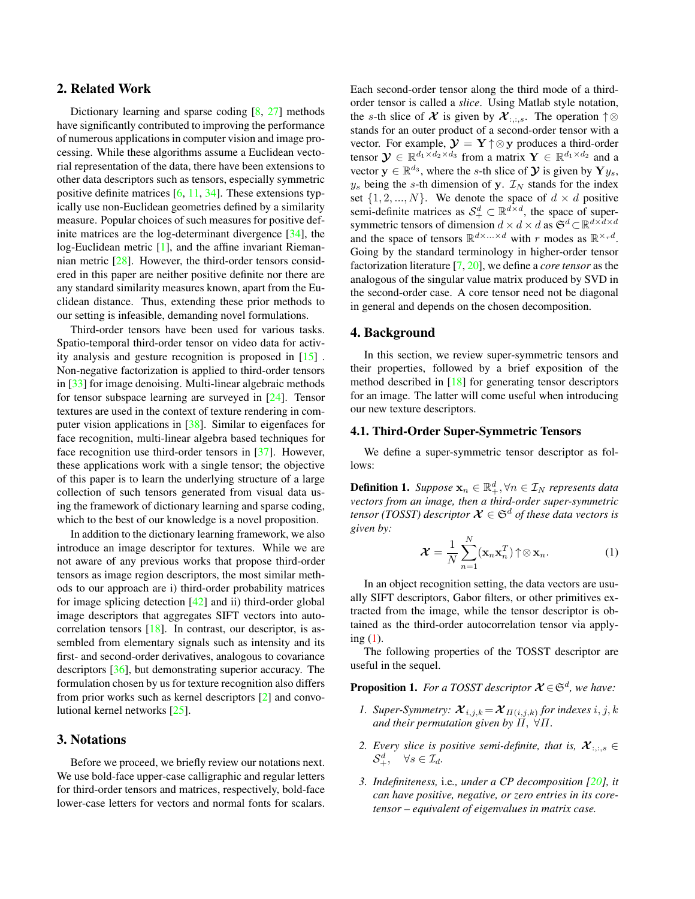## 2. Related Work

Dictionary learning and sparse coding [8, 27] methods have significantly contributed to improving the performance of numerous applications in computer vision and image processing. While these algorithms assume a Euclidean vectorial representation of the data, there have been extensions to other data descriptors such as tensors, especially symmetric positive definite matrices [6, 11, 34]. These extensions typically use non-Euclidean geometries defined by a similarity measure. Popular choices of such measures for positive definite matrices are the log-determinant divergence [34], the log-Euclidean metric [1], and the affine invariant Riemannian metric [28]. However, the third-order tensors considered in this paper are neither positive definite nor there are any standard similarity measures known, apart from the Euclidean distance. Thus, extending these prior methods to our setting is infeasible, demanding novel formulations.

Third-order tensors have been used for various tasks. Spatio-temporal third-order tensor on video data for activity analysis and gesture recognition is proposed in [15] . Non-negative factorization is applied to third-order tensors in [33] for image denoising. Multi-linear algebraic methods for tensor subspace learning are surveyed in [24]. Tensor textures are used in the context of texture rendering in computer vision applications in [38]. Similar to eigenfaces for face recognition, multi-linear algebra based techniques for face recognition use third-order tensors in [37]. However, these applications work with a single tensor; the objective of this paper is to learn the underlying structure of a large collection of such tensors generated from visual data using the framework of dictionary learning and sparse coding, which to the best of our knowledge is a novel proposition.

In addition to the dictionary learning framework, we also introduce an image descriptor for textures. While we are not aware of any previous works that propose third-order tensors as image region descriptors, the most similar methods to our approach are i) third-order probability matrices for image splicing detection [42] and ii) third-order global image descriptors that aggregates SIFT vectors into autocorrelation tensors [18]. In contrast, our descriptor, is assembled from elementary signals such as intensity and its first- and second-order derivatives, analogous to covariance descriptors [36], but demonstrating superior accuracy. The formulation chosen by us for texture recognition also differs from prior works such as kernel descriptors [2] and convolutional kernel networks [25].

## 3. Notations

Before we proceed, we briefly review our notations next. We use bold-face upper-case calligraphic and regular letters for third-order tensors and matrices, respectively, bold-face lower-case letters for vectors and normal fonts for scalars. Each second-order tensor along the third mode of a third-order tensor is called a *slice*. Using Matlab style notation, the $s$-th slice of $\boldsymbol{\mathcal{X}}$ is given by $\boldsymbol{\mathcal{X}}_{:,:,s}$. The operation $\uparrow\otimes$ stands for an outer product of a second-order tensor with a vector. For example, $\boldsymbol{\mathcal{Y}} = \mathbf{Y}\uparrow\otimes\,\mathbf{y}$ produces a third-order tensor $\boldsymbol{\mathcal{Y}} \in \mathbb{R}^{d_1\times d_2\times d_3}$ from a matrix $\mathbf{Y} \in \mathbb{R}^{d_1\times d_2}$ and a vector $\mathbf{y} \in \mathbb{R}^{d_3}$, where the $s$-th slice of $\boldsymbol{\mathcal{Y}}$ is given by $\mathbf{Y}y_s$, $y_s$ being the $s$-th dimension of $\mathbf{y}$. $\mathcal{I}_N$ stands for the index set $\{1, 2, ..., N\}$. We denote the space of $d \times d$ positive semi-definite matrices as $\mathcal{S}_+^d \subset \mathbb{R}^{d\times d}$, the space of super-symmetric tensors of dimension $d \times d \times d$ as $\mathfrak{S}^d \subset \mathbb{R}^{d\times d\times d}$ and the space of tensors $\mathbb{R}^{d\times ...\times d}$ with $r$ modes as $\mathbb{R}^{\times_r d}$. Going by the standard terminology in higher-order tensor factorization literature [7, 20], we define a *core tensor* as the analogous of the singular value matrix produced by SVD in the second-order case. A core tensor need not be diagonal in general and depends on the chosen decomposition.

## 4. Background

In this section, we review super-symmetric tensors and their properties, followed by a brief exposition of the method described in [18] for generating tensor descriptors for an image. The latter will come useful when introducing our new texture descriptors.

### 4.1. Third-Order Super-Symmetric Tensors

We define a super-symmetric tensor descriptor as follows:

**Definition 1.** *Suppose $\mathbf{x}_n \in \mathbb{R}_+^d, \forall n \in \mathcal{I}_N$ represents data vectors from an image, then a third-order super-symmetric tensor (TOSST) descriptor $\boldsymbol{\mathcal{X}} \in \mathfrak{S}^d$ of these data vectors is given by:*

$$\boldsymbol{\mathcal{X}} = \frac{1}{N}\sum_{n=1}^{N}(\mathbf{x}_n\mathbf{x}_n^T)\uparrow\otimes\,\mathbf{x}_n. \tag{1}$$

In an object recognition setting, the data vectors are usually SIFT descriptors, Gabor filters, or other primitives extracted from the image, while the tensor descriptor is obtained as the third-order autocorrelation tensor via applying (1).

The following properties of the TOSST descriptor are useful in the sequel.

**Proposition 1.** *For a TOSST descriptor $\boldsymbol{\mathcal{X}} \in \mathfrak{S}^d$, we have:*

1. *Super-Symmetry: $\boldsymbol{\mathcal{X}}_{i,j,k} = \boldsymbol{\mathcal{X}}_{\Pi(i,j,k)}$ for indexes $i, j, k$ and their permutation given by $\Pi$, $\forall\Pi$.*
2. *Every slice is positive semi-definite, that is, $\boldsymbol{\mathcal{X}}_{:,:,s} \in \mathcal{S}_+^d, \quad \forall s \in \mathcal{I}_d$.*
3. *Indefiniteness,* i.e.*, under a CP decomposition [20], it can have positive, negative, or zero entries in its core-tensor – equivalent of eigenvalues in matrix case.*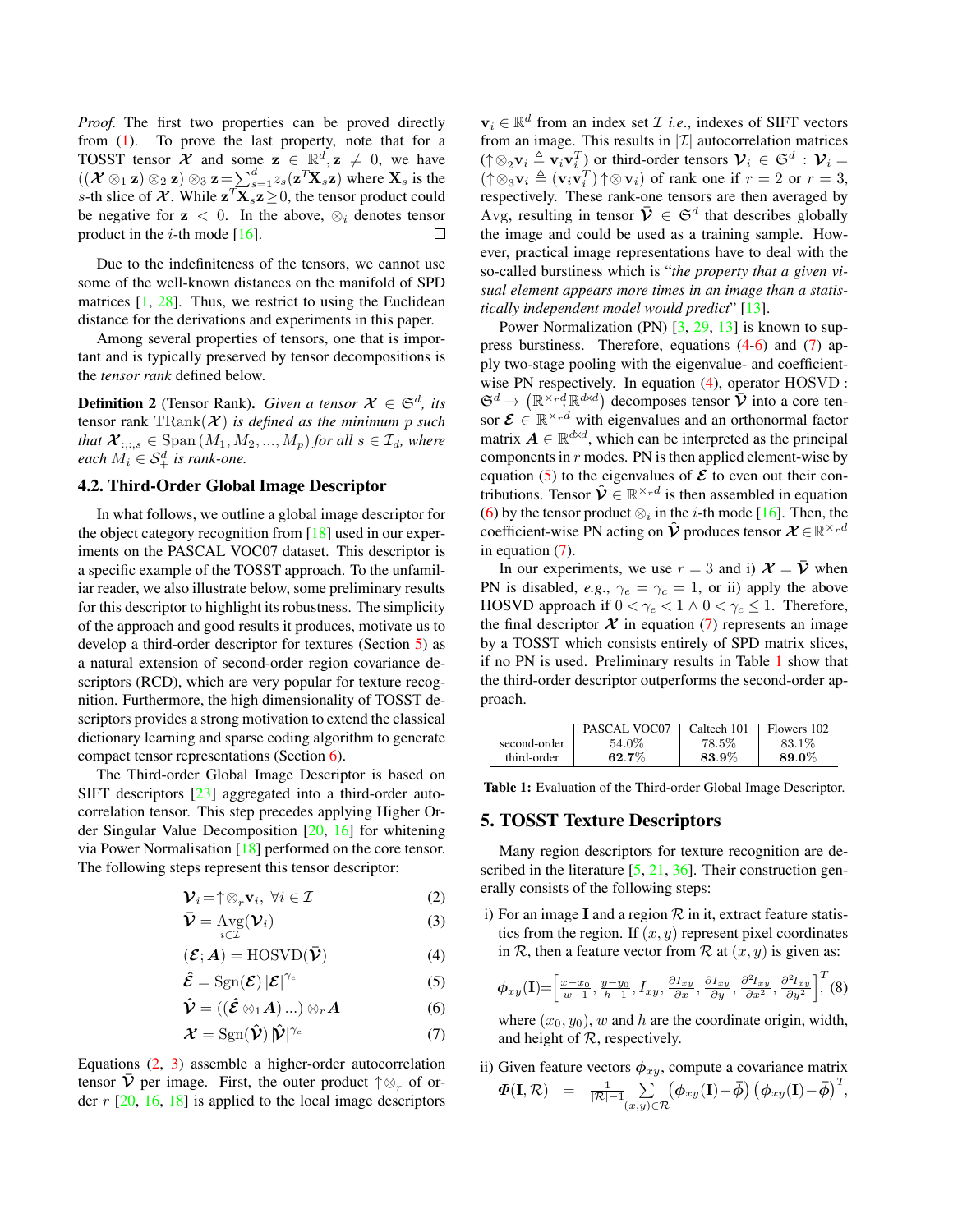*Proof.* The first two properties can be proved directly from (1). To prove the last property, note that for a TOSST tensor $\boldsymbol{\mathcal{X}}$ and some $\mathbf{z} \in \mathbb{R}^d, \mathbf{z} \neq 0$, we have $((\boldsymbol{\mathcal{X}} \otimes_1 \mathbf{z}) \otimes_2 \mathbf{z}) \otimes_3 \mathbf{z} = \sum_{s=1}^{d} z_s (\mathbf{z}^T \mathbf{X}_s \mathbf{z})$ where $\mathbf{X}_s$ is the $s$-th slice of $\boldsymbol{\mathcal{X}}$. While $\mathbf{z}^T \mathbf{X}_s \mathbf{z} \geq 0$, the tensor product could be negative for $\mathbf{z} < 0$. In the above, $\otimes_i$ denotes tensor product in the $i$-th mode [16]. □

Due to the indefiniteness of the tensors, we cannot use some of the well-known distances on the manifold of SPD matrices [1, 28]. Thus, we restrict to using the Euclidean distance for the derivations and experiments in this paper.

Among several properties of tensors, one that is important and is typically preserved by tensor decompositions is the *tensor rank* defined below.

**Definition 2** (Tensor Rank). *Given a tensor $\boldsymbol{\mathcal{X}} \in \mathfrak{S}^d$, its tensor rank $\operatorname{TRank}(\boldsymbol{\mathcal{X}})$ is defined as the minimum $p$ such that $\boldsymbol{\mathcal{X}}_{:,:,s} \in \operatorname{Span}(M_1, M_2, ..., M_p)$ for all $s \in \mathcal{I}_d$, where each $M_i \in \mathcal{S}^d_+$ is rank-one.*

## 4.2. Third-Order Global Image Descriptor

In what follows, we outline a global image descriptor for the object category recognition from [18] used in our experiments on the PASCAL VOC07 dataset. This descriptor is a specific example of the TOSST approach. To the unfamiliar reader, we also illustrate below, some preliminary results for this descriptor to highlight its robustness. The simplicity of the approach and good results it produces, motivate us to develop a third-order descriptor for textures (Section 5) as a natural extension of second-order region covariance descriptors (RCD), which are very popular for texture recognition. Furthermore, the high dimensionality of TOSST descriptors provides a strong motivation to extend the classical dictionary learning and sparse coding algorithm to generate compact tensor representations (Section 6).

The Third-order Global Image Descriptor is based on SIFT descriptors [23] aggregated into a third-order autocorrelation tensor. This step precedes applying Higher Order Singular Value Decomposition [20, 16] for whitening via Power Normalisation [18] performed on the core tensor. The following steps represent this tensor descriptor:

$$\boldsymbol{\mathcal{V}}_i = \uparrow\!\otimes_r \mathbf{v}_i, \ \forall i \in \mathcal{I} \tag{2}$$

$$\bar{\boldsymbol{\mathcal{V}}} = \operatorname*{Avg}_{i \in \mathcal{I}}(\boldsymbol{\mathcal{V}}_i) \tag{3}$$

$$(\boldsymbol{\mathcal{E}}; \boldsymbol{A}) = \operatorname{HOSVD}(\bar{\boldsymbol{\mathcal{V}}}) \tag{4}$$

$$\hat{\boldsymbol{\mathcal{E}}} = \operatorname{Sgn}(\boldsymbol{\mathcal{E}}) \, |\boldsymbol{\mathcal{E}}|^{\gamma_e} \tag{5}$$

$$\hat{\boldsymbol{\mathcal{V}}} = ((\hat{\boldsymbol{\mathcal{E}}} \otimes_1 \boldsymbol{A}) \ldots) \otimes_r \boldsymbol{A} \tag{6}$$

$$\boldsymbol{\mathcal{X}} = \operatorname{Sgn}(\hat{\boldsymbol{\mathcal{V}}}) \, |\hat{\boldsymbol{\mathcal{V}}}|^{\gamma_c} \tag{7}$$

Equations (2, 3) assemble a higher-order autocorrelation tensor $\bar{\boldsymbol{\mathcal{V}}}$ per image. First, the outer product $\uparrow\!\otimes_r$ of order $r$ [20, 16, 18] is applied to the local image descriptors $\mathbf{v}_i \in \mathbb{R}^d$ from an index set $\mathcal{I}$ *i.e.*, indexes of SIFT vectors from an image. This results in $|\mathcal{I}|$ autocorrelation matrices ($\uparrow\!\otimes_2 \mathbf{v}_i \triangleq \mathbf{v}_i \mathbf{v}_i^T$) or third-order tensors $\boldsymbol{\mathcal{V}}_i \in \mathfrak{S}^d : \boldsymbol{\mathcal{V}}_i = (\uparrow\!\otimes_3 \mathbf{v}_i \triangleq (\mathbf{v}_i \mathbf{v}_i^T) \uparrow\!\otimes \mathbf{v}_i)$ of rank one if $r = 2$ or $r = 3$, respectively. These rank-one tensors are then averaged by Avg, resulting in tensor $\bar{\boldsymbol{\mathcal{V}}} \in \mathfrak{S}^d$ that describes globally the image and could be used as a training sample. However, practical image representations have to deal with the so-called burstiness which is "*the property that a given visual element appears more times in an image than a statistically independent model would predict*" [13].

Power Normalization (PN) [3, 29, 13] is known to suppress burstiness. Therefore, equations (4-6) and (7) apply two-stage pooling with the eigenvalue- and coefficient-wise PN respectively. In equation (4), operator $\operatorname{HOSVD} : \mathfrak{S}^d \rightarrow \left(\mathbb{R}^{\times_r d}; \mathbb{R}^{d \times d}\right)$ decomposes tensor $\bar{\boldsymbol{\mathcal{V}}}$ into a core tensor $\boldsymbol{\mathcal{E}} \in \mathbb{R}^{\times_r d}$ with eigenvalues and an orthonormal factor matrix $\boldsymbol{A} \in \mathbb{R}^{d \times d}$, which can be interpreted as the principal components in $r$ modes. PN is then applied element-wise by equation (5) to the eigenvalues of $\boldsymbol{\mathcal{E}}$ to even out their contributions. Tensor $\hat{\boldsymbol{\mathcal{V}}} \in \mathbb{R}^{\times_r d}$ is then assembled in equation (6) by the tensor product $\otimes_i$ in the $i$-th mode [16]. Then, the coefficient-wise PN acting on $\hat{\boldsymbol{\mathcal{V}}}$ produces tensor $\boldsymbol{\mathcal{X}} \in \mathbb{R}^{\times_r d}$ in equation (7).

In our experiments, we use $r = 3$ and i) $\boldsymbol{\mathcal{X}} = \bar{\boldsymbol{\mathcal{V}}}$ when PN is disabled, *e.g.*, $\gamma_e = \gamma_c = 1$, or ii) apply the above HOSVD approach if $0 < \gamma_e < 1 \wedge 0 < \gamma_c \leq 1$. Therefore, the final descriptor $\boldsymbol{\mathcal{X}}$ in equation (7) represents an image by a TOSST which consists entirely of SPD matrix slices, if no PN is used. Preliminary results in Table 1 show that the third-order descriptor outperforms the second-order approach.

| | PASCAL VOC07 | Caltech 101 | Flowers 102 |
|---|---|---|---|
| second-order | 54.0% | 78.5% | 83.1% |
| third-order | **62.7**% | **83.9**% | **89.0**% |

**Table 1:** Evaluation of the Third-order Global Image Descriptor.

# 5. TOSST Texture Descriptors

Many region descriptors for texture recognition are described in the literature [5, 21, 36]. Their construction generally consists of the following steps:

i) For an image $\mathbf{I}$ and a region $\mathcal{R}$ in it, extract feature statistics from the region. If $(x, y)$ represent pixel coordinates in $\mathcal{R}$, then a feature vector from $\mathcal{R}$ at $(x, y)$ is given as:

$$\boldsymbol{\phi}_{xy}(\mathbf{I}) = \left[\frac{x - x_0}{w - 1}, \frac{y - y_0}{h - 1}, I_{xy}, \frac{\partial I_{xy}}{\partial x}, \frac{\partial I_{xy}}{\partial y}, \frac{\partial^2 I_{xy}}{\partial x^2}, \frac{\partial^2 I_{xy}}{\partial y^2}\right]^T, \tag{8}$$

where $(x_0, y_0)$, $w$ and $h$ are the coordinate origin, width, and height of $\mathcal{R}$, respectively.

ii) Given feature vectors $\boldsymbol{\phi}_{xy}$, compute a covariance matrix $\boldsymbol{\Phi}(\mathbf{I}, \mathcal{R}) = \frac{1}{|\mathcal{R}| - 1} \sum_{(x,y) \in \mathcal{R}} \left(\boldsymbol{\phi}_{xy}(\mathbf{I}) - \bar{\boldsymbol{\phi}}\right) \left(\boldsymbol{\phi}_{xy}(\mathbf{I}) - \bar{\boldsymbol{\phi}}\right)^T$,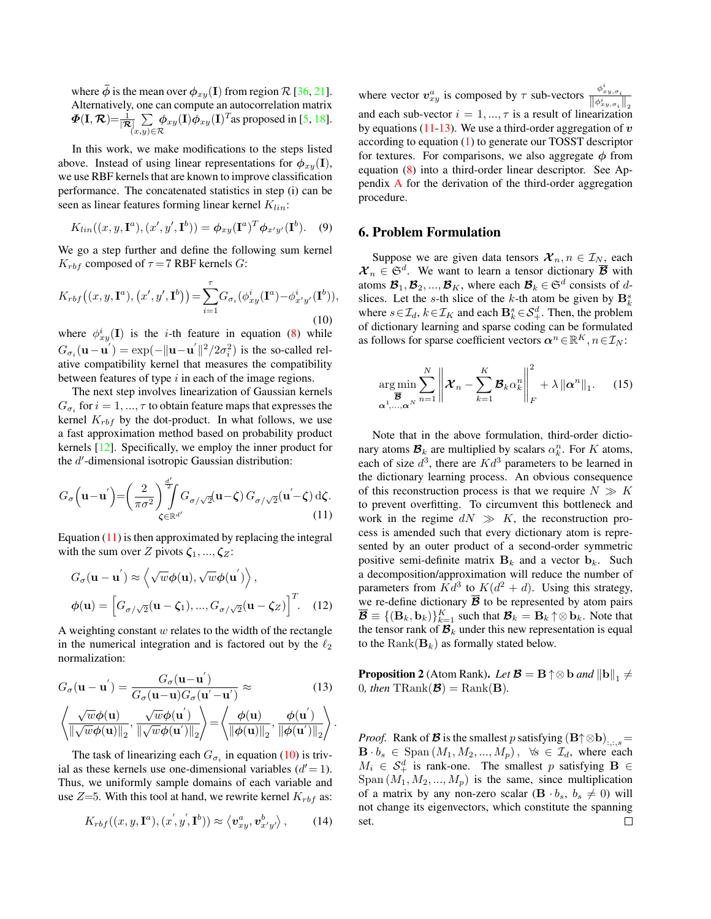where $\bar{\phi}$ is the mean over $\phi_{xy}(\mathbf{I})$ from region $\mathcal{R}$ [36, 21]. Alternatively, one can compute an autocorrelation matrix $\boldsymbol{\Phi}(\mathbf{I}, \boldsymbol{\mathcal{R}})=\frac{1}{|\boldsymbol{\mathcal{R}}|}\sum_{(x,y)\in\mathcal{R}}\phi_{xy}(\mathbf{I})\phi_{xy}(\mathbf{I})^T$ as proposed in [5, 18].

In this work, we make modifications to the steps listed above. Instead of using linear representations for $\phi_{xy}(\mathbf{I})$, we use RBF kernels that are known to improve classification performance. The concatenated statistics in step (i) can be seen as linear features forming linear kernel $K_{lin}$:

$$K_{lin}((x, y, \mathbf{I}^a), (x', y', \mathbf{I}^b)) = \phi_{xy}(\mathbf{I}^a)^T \phi_{x'y'}(\mathbf{I}^b). \quad (9)$$

We go a step further and define the following sum kernel $K_{rbf}$ composed of $\tau = 7$ RBF kernels $G$:

$$K_{rbf}\big((x, y, \mathbf{I}^a), (x', y', \mathbf{I}^b)\big) = \sum_{i=1}^{\tau} G_{\sigma_i}(\phi^i_{xy}(\mathbf{I}^a) - \phi^i_{x'y'}(\mathbf{I}^b)), \quad (10)$$

where $\phi^i_{xy}(\mathbf{I})$ is the $i$-th feature in equation (8) while $G_{\sigma_i}(\mathbf{u}-\mathbf{u}') = \exp(-\|\mathbf{u}-\mathbf{u}'\|^2/2\sigma_i^2)$ is the so-called relative compatibility kernel that measures the compatibility between features of type $i$ in each of the image regions.

The next step involves linearization of Gaussian kernels $G_{\sigma_i}$ for $i = 1, ..., \tau$ to obtain feature maps that expresses the kernel $K_{rbf}$ by the dot-product. In what follows, we use a fast approximation method based on probability product kernels [12]. Specifically, we employ the inner product for the $d'$-dimensional isotropic Gaussian distribution:

$$G_{\sigma}\Big(\mathbf{u}-\mathbf{u}'\Big) = \left(\frac{2}{\pi\sigma^2}\right)^{\frac{d'}{2}} \int_{\boldsymbol{\zeta}\in\mathbb{R}^{d'}} G_{\sigma/\sqrt{2}}(\mathbf{u}-\boldsymbol{\zeta})\, G_{\sigma/\sqrt{2}}(\mathbf{u}'-\boldsymbol{\zeta})\, \mathrm{d}\boldsymbol{\zeta}. \quad (11)$$

Equation (11) is then approximated by replacing the integral with the sum over $Z$ pivots $\boldsymbol{\zeta}_1, ..., \boldsymbol{\zeta}_Z$:

$$G_{\sigma}(\mathbf{u}-\mathbf{u}') \approx \left\langle \sqrt{w}\phi(\mathbf{u}), \sqrt{w}\phi(\mathbf{u}') \right\rangle,$$
$$\phi(\mathbf{u}) = \Big[G_{\sigma/\sqrt{2}}(\mathbf{u}-\boldsymbol{\zeta}_1), ..., G_{\sigma/\sqrt{2}}(\mathbf{u}-\boldsymbol{\zeta}_Z)\Big]^T. \quad (12)$$

A weighting constant $w$ relates to the width of the rectangle in the numerical integration and is factored out by the $\ell_2$ normalization:

$$G_{\sigma}(\mathbf{u}-\mathbf{u}') = \frac{G_{\sigma}(\mathbf{u}-\mathbf{u}')}{G_{\sigma}(\mathbf{u}-\mathbf{u})G_{\sigma}(\mathbf{u}'-\mathbf{u}')} \approx \quad (13)$$
$$\left\langle \frac{\sqrt{w}\phi(\mathbf{u})}{\|\sqrt{w}\phi(\mathbf{u})\|_2}, \frac{\sqrt{w}\phi(\mathbf{u}')}{\|\sqrt{w}\phi(\mathbf{u}')\|_2} \right\rangle = \left\langle \frac{\phi(\mathbf{u})}{\|\phi(\mathbf{u})\|_2}, \frac{\phi(\mathbf{u}')}{\|\phi(\mathbf{u}')\|_2} \right\rangle.$$

The task of linearizing each $G_{\sigma_i}$ in equation (10) is trivial as these kernels use one-dimensional variables ($d'=1$). Thus, we uniformly sample domains of each variable and use $Z$=5. With this tool at hand, we rewrite kernel $K_{rbf}$ as:

$$K_{rbf}((x, y, \mathbf{I}^a), (x', y', \mathbf{I}^b)) \approx \left\langle \boldsymbol{v}^a_{xy}, \boldsymbol{v}^b_{x'y'} \right\rangle, \quad (14)$$

where vector $\boldsymbol{v}^a_{xy}$ is composed by $\tau$ sub-vectors $\frac{\phi^i_{xy,\sigma_i}}{\|\phi^i_{xy,\sigma_i}\|_2}$ and each sub-vector $i = 1, ..., \tau$ is a result of linearization by equations (11-13). We use a third-order aggregation of $\boldsymbol{v}$ according to equation (1) to generate our TOSST descriptor for textures. For comparisons, we also aggregate $\phi$ from equation (8) into a third-order linear descriptor. See Appendix A for the derivation of the third-order aggregation procedure.

## 6. Problem Formulation

Suppose we are given data tensors $\boldsymbol{\mathcal{X}}_n, n \in \mathcal{I}_N$, each $\boldsymbol{\mathcal{X}}_n \in \mathfrak{S}^d$. We want to learn a tensor dictionary $\overline{\boldsymbol{\mathcal{B}}}$ with atoms $\boldsymbol{\mathcal{B}}_1, \boldsymbol{\mathcal{B}}_2, ..., \boldsymbol{\mathcal{B}}_K$, where each $\boldsymbol{\mathcal{B}}_k \in \mathfrak{S}^d$ consists of $d$-slices. Let the $s$-th slice of the $k$-th atom be given by $\mathbf{B}^s_k$ where $s \in \mathcal{I}_d$, $k \in \mathcal{I}_K$ and each $\mathbf{B}^s_k \in \mathcal{S}^d_+$. Then, the problem of dictionary learning and sparse coding can be formulated as follows for sparse coefficient vectors $\boldsymbol{\alpha}^n \in \mathbb{R}^K, n \in \mathcal{I}_N$:

$$\underset{\substack{\overline{\boldsymbol{\mathcal{B}}} \\ \boldsymbol{\alpha}^1,...,\boldsymbol{\alpha}^N}}{\arg\min} \sum_{n=1}^{N} \left\| \boldsymbol{\mathcal{X}}_n - \sum_{k=1}^{K} \boldsymbol{\mathcal{B}}_k \alpha^n_k \right\|_F^2 + \lambda \|\boldsymbol{\alpha}^n\|_1. \quad (15)$$

Note that in the above formulation, third-order dictionary atoms $\boldsymbol{\mathcal{B}}_k$ are multiplied by scalars $\alpha^n_k$. For $K$ atoms, each of size $d^3$, there are $Kd^3$ parameters to be learned in the dictionary learning process. An obvious consequence of this reconstruction process is that we require $N \gg K$ to prevent overfitting. To circumvent this bottleneck and work in the regime $dN \gg K$, the reconstruction process is amended such that every dictionary atom is represented by an outer product of a second-order symmetric positive semi-definite matrix $\mathbf{B}_k$ and a vector $\mathbf{b}_k$. Such a decomposition/approximation will reduce the number of parameters from $Kd^3$ to $K(d^2 + d)$. Using this strategy, we re-define dictionary $\overline{\boldsymbol{\mathcal{B}}}$ to be represented by atom pairs $\overline{\boldsymbol{\mathcal{B}}} \equiv \{(\mathbf{B}_k, \mathbf{b}_k)\}_{k=1}^K$ such that $\boldsymbol{\mathcal{B}}_k = \mathbf{B}_k \uparrow\otimes \mathbf{b}_k$. Note that the tensor rank of $\boldsymbol{\mathcal{B}}_k$ under this new representation is equal to the $\mathrm{Rank}(\mathbf{B}_k)$ as formally stated below.

**Proposition 2** (Atom Rank). *Let $\boldsymbol{\mathcal{B}} = \mathbf{B} \uparrow\otimes \mathbf{b}$ and $\|\mathbf{b}\|_1 \neq 0$, then $\mathrm{TRank}(\boldsymbol{\mathcal{B}}) = \mathrm{Rank}(\mathbf{B})$.*

*Proof.* Rank of $\boldsymbol{\mathcal{B}}$ is the smallest $p$ satisfying $(\mathbf{B}\uparrow\otimes\mathbf{b})_{:,:,s} = \mathbf{B} \cdot b_s \in \mathrm{Span}\,(M_1, M_2, ..., M_p)$, $\forall s \in \mathcal{I}_d$, where each $M_i \in \mathcal{S}^d_+$ is rank-one. The smallest $p$ satisfying $\mathbf{B} \in \mathrm{Span}\,(M_1, M_2, ..., M_p)$ is the same, since multiplication of a matrix by any non-zero scalar ($\mathbf{B} \cdot b_s$, $b_s \neq 0$) will not change its eigenvectors, which constitute the spanning set. ∎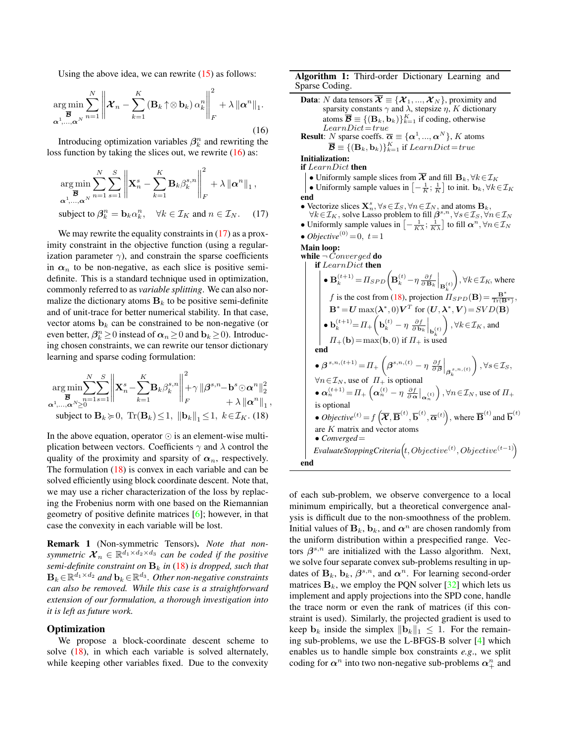Using the above idea, we can rewrite (15) as follows:

$$\underset{\substack{\overline{\mathcal{B}} \\ \boldsymbol{\alpha}^1,\ldots,\boldsymbol{\alpha}^N}}{\arg\min} \sum_{n=1}^{N} \left\| \boldsymbol{\mathcal{X}}_n - \sum_{k=1}^{K} \left(\mathbf{B}_k \uparrow\!\otimes \mathbf{b}_k\right) \alpha_k^n \right\|_F^2 + \lambda \left\|\boldsymbol{\alpha}^n\right\|_1. \tag{16}$$

Introducing optimization variables $\boldsymbol{\beta}_k^n$ and rewriting the loss function by taking the slices out, we rewrite (16) as:

$$\underset{\substack{\overline{\mathcal{B}} \\ \boldsymbol{\alpha}^1,\ldots,\boldsymbol{\alpha}^N}}{\arg\min} \sum_{n=1}^{N} \sum_{s=1}^{S} \left\| \mathbf{X}_n^s - \sum_{k=1}^{K} \mathbf{B}_k \beta_k^{s,n} \right\|_F^2 + \lambda \left\|\boldsymbol{\alpha}^n\right\|_1,$$

$$\text{subject to } \boldsymbol{\beta}_k^n = \mathbf{b}_k \alpha_k^n, \quad \forall k \in \mathcal{I}_K \text{ and } n \in \mathcal{I}_N. \tag{17}$$

We may rewrite the equality constraints in (17) as a proximity constraint in the objective function (using a regularization parameter $\gamma$), and constrain the sparse coefficients in $\boldsymbol{\alpha}_n$ to be non-negative, as each slice is positive semi-definite. This is a standard technique used in optimization, commonly referred to as *variable splitting*. We can also normalize the dictionary atoms $\mathbf{B}_k$ to be positive semi-definite and of unit-trace for better numerical stability. In that case, vector atoms $\mathbf{b}_k$ can be constrained to be non-negative (or even better, $\boldsymbol{\beta}_k^n \geq 0$ instead of $\boldsymbol{\alpha}_n \geq 0$ and $\mathbf{b}_k \geq 0$). Introducing chosen constraints, we can rewrite our tensor dictionary learning and sparse coding formulation:

$$\underset{\substack{\overline{\mathcal{B}} \\ \boldsymbol{\alpha}^1,\ldots,\boldsymbol{\alpha}^N \geq 0}}{\arg\min} \sum_{n=1}^{N} \sum_{s=1}^{S} \left\| \mathbf{X}_n^s - \sum_{k=1}^{K} \mathbf{B}_k \beta_k^{s,n} \right\|_F^2 + \gamma \left\|\boldsymbol{\beta}^{s,n} - \mathbf{b}^s \odot \boldsymbol{\alpha}^n\right\|_2^2 + \lambda \left\|\boldsymbol{\alpha}^n\right\|_1,$$

$$\text{subject to } \mathbf{B}_k \succcurlyeq 0,\ \operatorname{Tr}(\mathbf{B}_k) \leq 1,\ \left\|\mathbf{b}_k\right\|_1 \leq 1,\ k \in \mathcal{I}_K. \tag{18}$$

In the above equation, operator $\odot$ is an element-wise multiplication between vectors. Coefficients $\gamma$ and $\lambda$ control the quality of the proximity and sparsity of $\boldsymbol{\alpha}_n$, respectively. The formulation (18) is convex in each variable and can be solved efficiently using block coordinate descent. Note that, we may use a richer characterization of the loss by replacing the Frobenius norm with one based on the Riemannian geometry of positive definite matrices [6]; however, in that case the convexity in each variable will be lost.

**Remark 1** (Non-symmetric Tensors)**.** *Note that non-symmetric $\boldsymbol{\mathcal{X}}_n \in \mathbb{R}^{d_1 \times d_2 \times d_3}$ can be coded if the positive semi-definite constraint on $\mathbf{B}_k$ in (18) is dropped, such that $\mathbf{B}_k \in \mathbb{R}^{d_1 \times d_2}$ and $\mathbf{b}_k \in \mathbb{R}^{d_3}$. Other non-negative constraints can also be removed. While this case is a straightforward extension of our formulation, a thorough investigation into it is left as future work.*

## Optimization

We propose a block-coordinate descent scheme to solve (18), in which each variable is solved alternately, while keeping other variables fixed. Due to the convexity of each sub-problem, we observe convergence to a local minimum empirically, but a theoretical convergence analysis is difficult due to the non-smoothness of the problem. Initial values of $\mathbf{B}_k$, $\mathbf{b}_k$, and $\boldsymbol{\alpha}^n$ are chosen randomly from the uniform distribution within a prespecified range. Vectors $\boldsymbol{\beta}^{s,n}$ are initialized with the Lasso algorithm. Next, we solve four separate convex sub-problems resulting in updates of $\mathbf{B}_k$, $\mathbf{b}_k$, $\boldsymbol{\beta}^{s,n}$, and $\boldsymbol{\alpha}^n$. For learning second-order matrices $\mathbf{B}_k$, we employ the PQN solver [32] which lets us implement and apply projections into the SPD cone, handle the trace norm or even the rank of matrices (if this constraint is used). Similarly, the projected gradient is used to keep $\mathbf{b}_k$ inside the simplex $\left\|\mathbf{b}_k\right\|_1 \leq 1$. For the remaining sub-problems, we use the L-BFGS-B solver [4] which enables us to handle simple box constraints *e.g.*, we split coding for $\boldsymbol{\alpha}^n$ into two non-negative sub-problems $\boldsymbol{\alpha}_+^n$ and

---

**Algorithm 1:** Third-order Dictionary Learning and Sparse Coding.

**Data**: $N$ data tensors $\overline{\boldsymbol{\mathcal{X}}} \equiv \{\boldsymbol{\mathcal{X}}_1, \ldots, \boldsymbol{\mathcal{X}}_N\}$, proximity and sparsity constants $\gamma$ and $\lambda$, stepsize $\eta$, $K$ dictionary atoms $\overline{\mathcal{B}} \equiv \{(\mathbf{B}_k, \mathbf{b}_k)\}_{k=1}^K$ if coding, otherwise $LearnDict = true$

**Result**: $N$ sparse coeffs. $\overline{\boldsymbol{\alpha}} \equiv \{\boldsymbol{\alpha}^1, \ldots, \boldsymbol{\alpha}^N\}$, $K$ atoms $\overline{\mathcal{B}} \equiv \{(\mathbf{B}_k, \mathbf{b}_k)\}_{k=1}^K$ if $LearnDict = true$

**Initialization:**

**if** $LearnDict$ **then**

- Uniformly sample slices from $\overline{\boldsymbol{\mathcal{X}}}$ and fill $\mathbf{B}_k, \forall k \in \mathcal{I}_K$
- Uniformly sample values in $\left[-\frac{1}{K}; \frac{1}{K}\right]$ to init. $\mathbf{b}_k, \forall k \in \mathcal{I}_K$

**end**

- Vectorize slices $\mathbf{X}_n^s, \forall s \in \mathcal{I}_S, \forall n \in \mathcal{I}_N$, and atoms $\mathbf{B}_k$, $\forall k \in \mathcal{I}_K$, solve Lasso problem to fill $\boldsymbol{\beta}^{s,n}, \forall s \in \mathcal{I}_S, \forall n \in \mathcal{I}_N$
- Uniformly sample values in $\left[-\frac{1}{K\lambda}; \frac{1}{K\lambda}\right]$ to fill $\boldsymbol{\alpha}^n, \forall n \in \mathcal{I}_N$
- $Objective^{(0)} = 0,\ t = 1$

**Main loop:**

**while** $\neg Converged$ **do**

&nbsp;&nbsp;&nbsp;&nbsp;**if** $LearnDict$ **then**

- $\mathbf{B}_k^{(t+1)} = \Pi_{SPD}\left(\mathbf{B}_k^{(t)} - \eta \left.\frac{\partial f}{\partial \mathbf{B}_k}\right|_{\mathbf{B}_k^{(t)}}\right), \forall k \in \mathcal{I}_K$, where $f$ is the cost from (18), projection $\Pi_{SPD}(\mathbf{B}) = \frac{\mathbf{B}^*}{\operatorname{Tr}(\mathbf{B}^*)}$, $\mathbf{B}^* = \boldsymbol{U} \max(\boldsymbol{\lambda}^*, 0) \boldsymbol{V}^T$ for $(\boldsymbol{U}, \boldsymbol{\lambda}^*, \boldsymbol{V}) = SVD(\mathbf{B})$
- $\mathbf{b}_k^{(t+1)} = \Pi_+\left(\mathbf{b}_k^{(t)} - \eta \left.\frac{\partial f}{\partial \mathbf{b}_k}\right|_{\mathbf{b}_k^{(t)}}\right), \forall k \in \mathcal{I}_K$, and $\Pi_+(\mathbf{b}) = \max(\mathbf{b}, 0)$ if $\Pi_+$ is used

&nbsp;&nbsp;&nbsp;&nbsp;**end**

- $\boldsymbol{\beta}^{s,n,(t+1)} = \Pi_+\left(\boldsymbol{\beta}^{s,n,(t)} - \eta \left.\frac{\partial f}{\partial \boldsymbol{\beta}}\right|_{\boldsymbol{\beta}_k^{s,n,(t)}}\right), \forall s \in \mathcal{I}_S$, $\forall n \in \mathcal{I}_N$, use of $\Pi_+$ is optional
- $\boldsymbol{\alpha}_n^{(t+1)} = \Pi_+\left(\boldsymbol{\alpha}_n^{(t)} - \eta \left.\frac{\partial f}{\partial \boldsymbol{\alpha}}\right|_{\boldsymbol{\alpha}_n^{(t)}}\right), \forall n \in \mathcal{I}_N$, use of $\Pi_+$ is optional
- $Objective^{(t)} = f\left(\overline{\boldsymbol{\mathcal{X}}}, \overline{\mathbf{B}}^{(t)}, \overline{\mathbf{b}}^{(t)}, \overline{\boldsymbol{\alpha}}^{(t)}\right)$, where $\overline{\mathbf{B}}^{(t)}$ and $\overline{\mathbf{b}}^{(t)}$ are $K$ matrix and vector atoms
- $Converged = EvaluateStoppingCriteria\left(t, Objective^{(t)}, Objective^{(t-1)}\right)$

**end**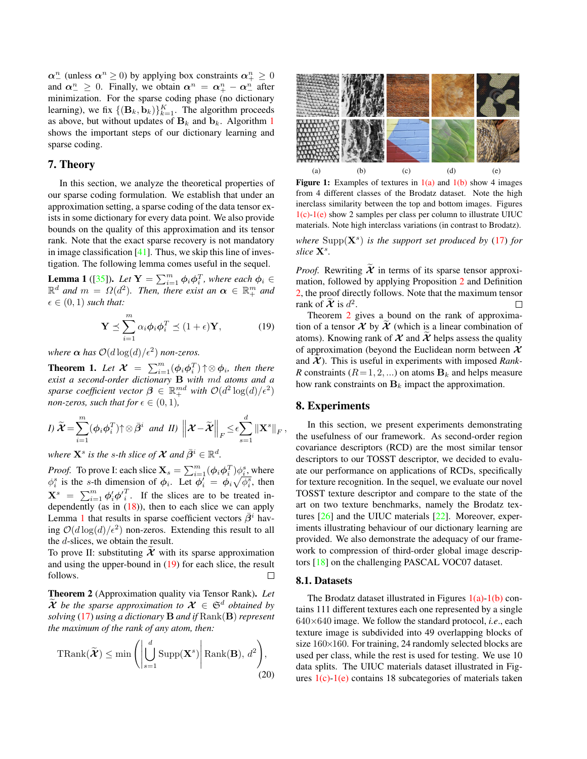$\boldsymbol{\alpha}^n_-$ (unless $\boldsymbol{\alpha}^n \geq 0$) by applying box constraints $\boldsymbol{\alpha}^n_+ \geq 0$ and $\boldsymbol{\alpha}^n_- \geq 0$. Finally, we obtain $\boldsymbol{\alpha}^n = \boldsymbol{\alpha}^n_+ - \boldsymbol{\alpha}^n_-$ after minimization. For the sparse coding phase (no dictionary learning), we fix $\{(\mathbf{B}_k, \mathbf{b}_k)\}_{k=1}^K$. The algorithm proceeds as above, but without updates of $\mathbf{B}_k$ and $\mathbf{b}_k$. Algorithm 1 shows the important steps of our dictionary learning and sparse coding.

## 7. Theory

In this section, we analyze the theoretical properties of our sparse coding formulation. We establish that under an approximation setting, a sparse coding of the data tensor exists in some dictionary for every data point. We also provide bounds on the quality of this approximation and its tensor rank. Note that the exact sparse recovery is not mandatory in image classification [41]. Thus, we skip this line of investigation. The following lemma comes useful in the sequel.

**Lemma 1** ([35]). *Let $\mathbf{Y} = \sum_{i=1}^m \boldsymbol{\phi}_i \boldsymbol{\phi}_i^T$, where each $\boldsymbol{\phi}_i \in \mathbb{R}^d$ and $m = \Omega(d^2)$. Then, there exist an $\boldsymbol{\alpha} \in \mathbb{R}^m_+$ and $\epsilon \in (0,1)$ such that:*

$$\mathbf{Y} \preceq \sum_{i=1}^m \alpha_i \boldsymbol{\phi}_i \boldsymbol{\phi}_i^T \preceq (1+\epsilon)\mathbf{Y}, \tag{19}$$

*where $\boldsymbol{\alpha}$ has $\mathcal{O}(d\log(d)/\epsilon^2)$ non-zeros.*

**Theorem 1.** *Let $\boldsymbol{\mathcal{X}} = \sum_{i=1}^m (\boldsymbol{\phi}_i \boldsymbol{\phi}_i^T) \uparrow\otimes \boldsymbol{\phi}_i$, then there exist a second-order dictionary $\mathbf{B}$ with $md$ atoms and a sparse coefficient vector $\boldsymbol{\beta} \in \mathbb{R}^{md}_+$ with $\mathcal{O}(d^2\log(d)/\epsilon^2)$ non-zeros, such that for $\epsilon \in (0,1)$,*

$$\textit{I) } \widetilde{\boldsymbol{\mathcal{X}}} = \sum_{i=1}^m (\boldsymbol{\phi}_i \boldsymbol{\phi}_i^T) \uparrow\otimes \bar{\boldsymbol{\beta}}^i \;\; \textit{and II) } \left\|\boldsymbol{\mathcal{X}} - \widetilde{\boldsymbol{\mathcal{X}}}\right\|_F \leq \epsilon \sum_{s=1}^d \|\mathbf{X}^s\|_F,$$

*where $\mathbf{X}^s$ is the $s$-th slice of $\boldsymbol{\mathcal{X}}$ and $\bar{\boldsymbol{\beta}}^i \in \mathbb{R}^d$.*

*Proof.* To prove I: each slice $\mathbf{X}_s = \sum_{i=1}^m (\boldsymbol{\phi}_i \boldsymbol{\phi}_i^T)\phi_i^s$, where $\phi_i^s$ is the $s$-th dimension of $\boldsymbol{\phi}_i$. Let $\boldsymbol{\phi}'_i = \boldsymbol{\phi}_i \sqrt{\phi_i^s}$, then $\mathbf{X}^s = \sum_{i=1}^m \boldsymbol{\phi}'_i {\boldsymbol{\phi}'}_i^T$. If the slices are to be treated independently (as in (18)), then to each slice we can apply Lemma 1 that results in sparse coefficient vectors $\bar{\boldsymbol{\beta}}^i$ having $\mathcal{O}(d\log(d)/\epsilon^2)$ non-zeros. Extending this result to all the $d$-slices, we obtain the result.
To prove II: substituting $\widetilde{\boldsymbol{\mathcal{X}}}$ with its sparse approximation and using the upper-bound in (19) for each slice, the result follows. ☐

**Theorem 2** (Approximation quality via Tensor Rank). *Let $\widetilde{\boldsymbol{\mathcal{X}}}$ be the sparse approximation to $\boldsymbol{\mathcal{X}} \in \mathfrak{S}^d$ obtained by solving (17) using a dictionary $\mathbf{B}$ and if $\mathrm{Rank}(\mathbf{B})$ represent the maximum of the rank of any atom, then:*

$$\mathrm{TRank}(\widetilde{\boldsymbol{\mathcal{X}}}) \leq \min\left(\left|\bigcup_{s=1}^d \mathrm{Supp}(\mathbf{X}^s)\right| \mathrm{Rank}(\mathbf{B}),\, d^2\right), \tag{20}$$

*where $\mathrm{Supp}(\mathbf{X}^s)$ is the support set produced by (17) for slice $\mathbf{X}^s$.*

*Proof.* Rewriting $\widetilde{\boldsymbol{\mathcal{X}}}$ in terms of its sparse tensor approximation, followed by applying Proposition 2 and Definition 2, the proof directly follows. Note that the maximum tensor rank of $\widetilde{\boldsymbol{\mathcal{X}}}$ is $d^2$. ☐

Theorem 2 gives a bound on the rank of approximation of a tensor $\boldsymbol{\mathcal{X}}$ by $\widetilde{\boldsymbol{\mathcal{X}}}$ (which is a linear combination of atoms). Knowing rank of $\boldsymbol{\mathcal{X}}$ and $\widetilde{\boldsymbol{\mathcal{X}}}$ helps assess the quality of approximation (beyond the Euclidean norm between $\boldsymbol{\mathcal{X}}$ and $\widetilde{\boldsymbol{\mathcal{X}}}$). This is useful in experiments with imposed *Rank-R* constraints ($R = 1, 2, \ldots$) on atoms $\mathbf{B}_k$ and helps measure how rank constraints on $\mathbf{B}_k$ impact the approximation.

(a) (b) (c) (d) (e)

**Figure 1:** Examples of textures in 1(a) and 1(b) show 4 images from 4 different classes of the Brodatz dataset. Note the high inerclass similarity between the top and bottom images. Figures 1(c)-1(e) show 2 samples per class per column to illustrate UIUC materials. Note high interclass variations (in contrast to Brodatz).

## 8. Experiments

In this section, we present experiments demonstrating the usefulness of our framework. As second-order region covariance descriptors (RCD) are the most similar tensor descriptors to our TOSST descriptor, we decided to evaluate our performance on applications of RCDs, specifically for texture recognition. In the sequel, we evaluate our novel TOSST texture descriptor and compare to the state of the art on two texture benchmarks, namely the Brodatz textures [26] and the UIUC materials [22]. Moreover, experiments illustrating behaviour of our dictionary learning are provided. We also demonstrate the adequacy of our framework to compression of third-order global image descriptors [18] on the challenging PASCAL VOC07 dataset.

### 8.1. Datasets

The Brodatz dataset illustrated in Figures 1(a)-1(b) contains 111 different textures each one represented by a single 640×640 image. We follow the standard protocol, *i.e.*, each texture image is subdivided into 49 overlapping blocks of size 160×160. For training, 24 randomly selected blocks are used per class, while the rest is used for testing. We use 10 data splits. The UIUC materials dataset illustrated in Figures 1(c)-1(e) contains 18 subcategories of materials taken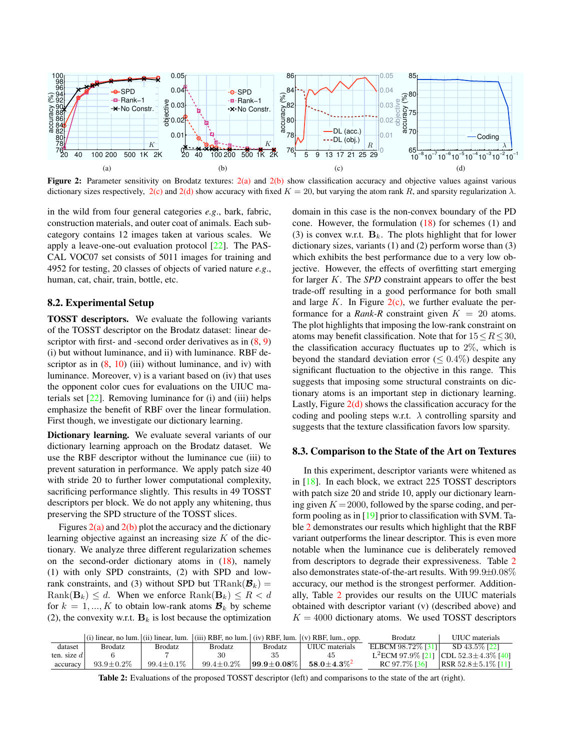Figure 2: Parameter sensitivity on Brodatz textures: 2(a) and 2(b) show classification accuracy and objective values against various dictionary sizes respectively, 2(c) and 2(d) show accuracy with fixed $K = 20$, but varying the atom rank $R$, and sparsity regularization $\lambda$.

in the wild from four general categories *e.g.*, bark, fabric, construction materials, and outer coat of animals. Each subcategory contains 12 images taken at various scales. We apply a leave-one-out evaluation protocol [22]. The PASCAL VOC07 set consists of 5011 images for training and 4952 for testing, 20 classes of objects of varied nature *e.g.*, human, cat, chair, train, bottle, etc.

## 8.2. Experimental Setup

**TOSST descriptors.** We evaluate the following variants of the TOSST descriptor on the Brodatz dataset: linear descriptor with first- and -second order derivatives as in (8, 9) (i) but without luminance, and ii) with luminance. RBF descriptor as in (8, 10) (iii) without luminance, and iv) with luminance. Moreover, v) is a variant based on (iv) that uses the opponent color cues for evaluations on the UIUC materials set [22]. Removing luminance for (i) and (iii) helps emphasize the benefit of RBF over the linear formulation. First though, we investigate our dictionary learning.

**Dictionary learning.** We evaluate several variants of our dictionary learning approach on the Brodatz dataset. We use the RBF descriptor without the luminance cue (iii) to prevent saturation in performance. We apply patch size 40 with stride 20 to further lower computational complexity, sacrificing performance slightly. This results in 49 TOSST descriptors per block. We do not apply any whitening, thus preserving the SPD structure of the TOSST slices.

Figures 2(a) and 2(b) plot the accuracy and the dictionary learning objective against an increasing size $K$ of the dictionary. We analyze three different regularization schemes on the second-order dictionary atoms in (18), namely (1) with only SPD constraints, (2) with SPD and low-rank constraints, and (3) without SPD but $\mathrm{TRank}(\boldsymbol{\mathcal{B}}_k) = \mathrm{Rank}(\mathbf{B}_k) \leq d$. When we enforce $\mathrm{Rank}(\mathbf{B}_k) \leq R < d$ for $k = 1, ..., K$ to obtain low-rank atoms $\boldsymbol{\mathcal{B}}_k$ by scheme (2), the convexity w.r.t. $\mathbf{B}_k$ is lost because the optimization domain in this case is the non-convex boundary of the PD cone. However, the formulation (18) for schemes (1) and (3) is convex w.r.t. $\mathbf{B}_k$. The plots highlight that for lower dictionary sizes, variants (1) and (2) perform worse than (3) which exhibits the best performance due to a very low objective. However, the effects of overfitting start emerging for larger $K$. The *SPD* constraint appears to offer the best trade-off resulting in a good performance for both small and large $K$. In Figure 2(c), we further evaluate the performance for a *Rank-R* constraint given $K = 20$ atoms. The plot highlights that imposing the low-rank constraint on atoms may benefit classification. Note that for $15 \leq R \leq 30$, the classification accuracy fluctuates up to 2%, which is beyond the standard deviation error ($\leq 0.4\%$) despite any significant fluctuation to the objective in this range. This suggests that imposing some structural constraints on dictionary atoms is an important step in dictionary learning. Lastly, Figure 2(d) shows the classification accuracy for the coding and pooling steps w.r.t. $\lambda$ controlling sparsity and suggests that the texture classification favors low sparsity.

## 8.3. Comparison to the State of the Art on Textures

In this experiment, descriptor variants were whitened as in [18]. In each block, we extract 225 TOSST descriptors with patch size 20 and stride 10, apply our dictionary learning given $K = 2000$, followed by the sparse coding, and perform pooling as in [19] prior to classification with SVM. Table 2 demonstrates our results which highlight that the RBF variant outperforms the linear descriptor. This is even more notable when the luminance cue is deliberately removed from descriptors to degrade their expressiveness. Table 2 also demonstrates state-of-the-art results. With 99.9±0.08% accuracy, our method is the strongest performer. Additionally, Table 2 provides our results on the UIUC materials obtained with descriptor variant (v) (described above) and $K = 4000$ dictionary atoms. We used TOSST descriptors

| | (i) linear, no lum. | (ii) linear, lum. | (iii) RBF, no lum. | (iv) RBF, lum. | (v) RBF, lum., opp. | Brodatz | UIUC materials |
|---|---|---|---|---|---|---|---|
| dataset | Brodatz | Brodatz | Brodatz | Brodatz | UIUC materials | ELBCM 98.72% [31] | SD 43.5% [22] |
| ten. size $d$ | 6 | 7 | 30 | 35 | 45 | $\mathrm{L}^2$ECM 97.9% [21] | CDL 52.3±4.3% [40] |
| accuracy | 93.9±0.2% | 99.4±0.1% | 99.4±0.2% | **99.9±0.08%** | **58.0±4.3%**[2] | RC 97.7% [36] | RSR 52.8±5.1% [11] |

**Table 2:** Evaluations of the proposed TOSST descriptor (left) and comparisons to the state of the art (right).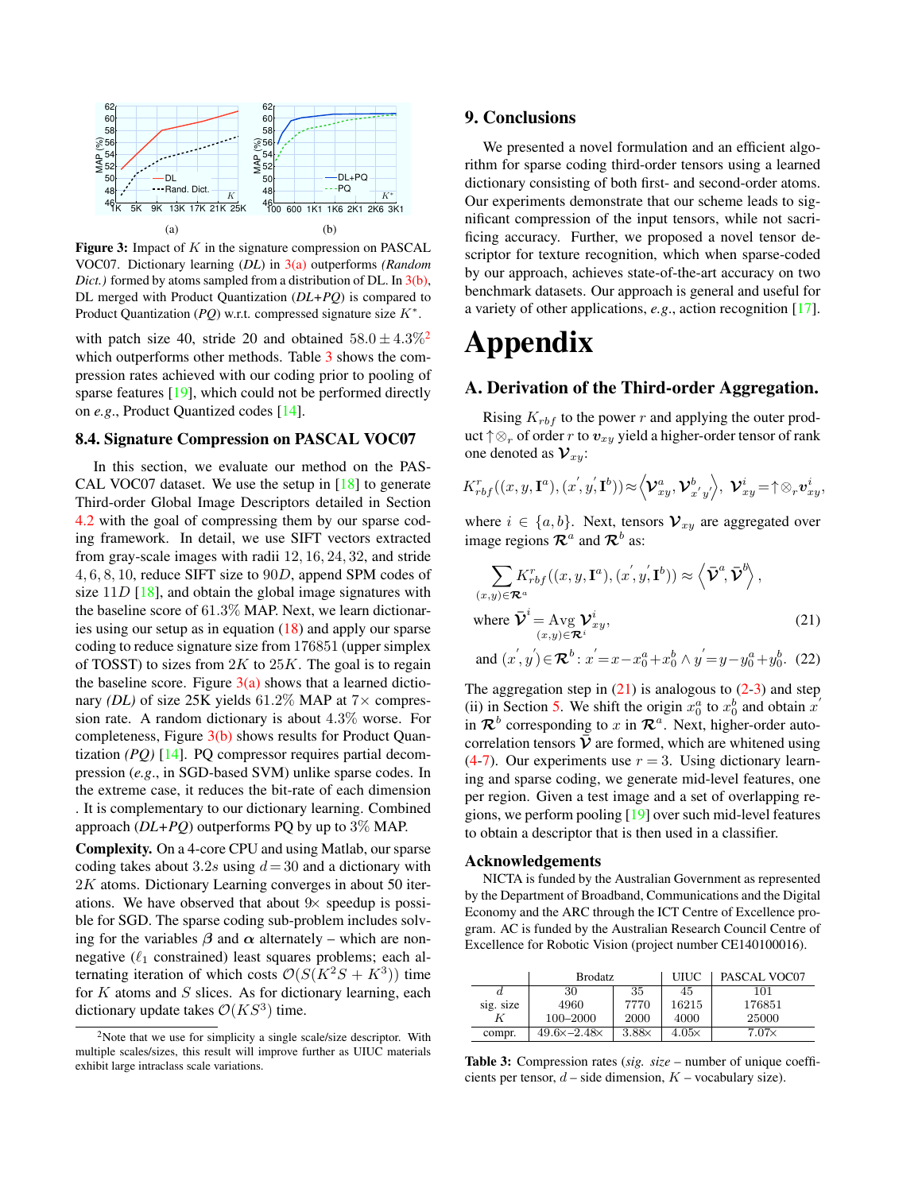Figure 3: Impact of $K$ in the signature compression on PASCAL VOC07. Dictionary learning (*DL*) in 3(a) outperforms *(Random Dict.)* formed by atoms sampled from a distribution of DL. In 3(b), DL merged with Product Quantization (*DL+PQ*) is compared to Product Quantization (*PQ*) w.r.t. compressed signature size $K^*$.

with patch size 40, stride 20 and obtained $58.0 \pm 4.3\%$[2] which outperforms other methods. Table 3 shows the compression rates achieved with our coding prior to pooling of sparse features [19], which could not be performed directly on *e.g.*, Product Quantized codes [14].

### 8.4. Signature Compression on PASCAL VOC07

In this section, we evaluate our method on the PASCAL VOC07 dataset. We use the setup in [18] to generate Third-order Global Image Descriptors detailed in Section 4.2 with the goal of compressing them by our sparse coding framework. In detail, we use SIFT vectors extracted from gray-scale images with radii $12, 16, 24, 32$, and stride $4, 6, 8, 10$, reduce SIFT size to $90D$, append SPM codes of size $11D$ [18], and obtain the global image signatures with the baseline score of $61.3\%$ MAP. Next, we learn dictionaries using our setup as in equation (18) and apply our sparse coding to reduce signature size from 176851 (upper simplex of TOSST) to sizes from $2K$ to $25K$. The goal is to regain the baseline score. Figure 3(a) shows that a learned dictionary *(DL)* of size 25K yields $61.2\%$ MAP at $7\times$ compression rate. A random dictionary is about $4.3\%$ worse. For completeness, Figure 3(b) shows results for Product Quantization *(PQ)* [14]. PQ compressor requires partial decompression (*e.g.*, in SGD-based SVM) unlike sparse codes. In the extreme case, it reduces the bit-rate of each dimension . It is complementary to our dictionary learning. Combined approach (*DL+PQ*) outperforms PQ by up to $3\%$ MAP.

**Complexity.** On a 4-core CPU and using Matlab, our sparse coding takes about $3.2s$ using $d = 30$ and a dictionary with $2K$ atoms. Dictionary Learning converges in about 50 iterations. We have observed that about $9\times$ speedup is possible for SGD. The sparse coding sub-problem includes solving for the variables $\boldsymbol{\beta}$ and $\boldsymbol{\alpha}$ alternately – which are non-negative ($\ell_1$ constrained) least squares problems; each alternating iteration of which costs $\mathcal{O}(S(K^2S + K^3))$ time for $K$ atoms and $S$ slices. As for dictionary learning, each dictionary update takes $\mathcal{O}(KS^3)$ time.

[2] Note that we use for simplicity a single scale/size descriptor. With multiple scales/sizes, this result will improve further as UIUC materials exhibit large intraclass scale variations.

## 9. Conclusions

We presented a novel formulation and an efficient algorithm for sparse coding third-order tensors using a learned dictionary consisting of both first- and second-order atoms. Our experiments demonstrate that our scheme leads to significant compression of the input tensors, while not sacrificing accuracy. Further, we proposed a novel tensor descriptor for texture recognition, which when sparse-coded by our approach, achieves state-of-the-art accuracy on two benchmark datasets. Our approach is general and useful for a variety of other applications, *e.g.*, action recognition [17].

# Appendix

## A. Derivation of the Third-order Aggregation.

Rising $K_{rbf}$ to the power $r$ and applying the outer product $\uparrow\otimes_r$ of order $r$ to $\boldsymbol{v}_{xy}$ yield a higher-order tensor of rank one denoted as $\boldsymbol{\mathcal{V}}_{xy}$:

$$K^r_{rbf}((x, y, \mathbf{I}^a), (x', y', \mathbf{I}^b)) \approx \left\langle \boldsymbol{\mathcal{V}}^a_{xy}, \boldsymbol{\mathcal{V}}^b_{x'y'} \right\rangle, \; \boldsymbol{\mathcal{V}}^i_{xy} = \uparrow\otimes_r \boldsymbol{v}^i_{xy},$$

where $i \in \{a, b\}$. Next, tensors $\boldsymbol{\mathcal{V}}_{xy}$ are aggregated over image regions $\boldsymbol{\mathcal{R}}^a$ and $\boldsymbol{\mathcal{R}}^b$ as:

$$\sum_{(x,y)\in\boldsymbol{\mathcal{R}}^a} K^r_{rbf}((x, y, \mathbf{I}^a), (x', y', \mathbf{I}^b)) \approx \left\langle \bar{\boldsymbol{\mathcal{V}}}^a, \bar{\boldsymbol{\mathcal{V}}}^b \right\rangle,$$

$$\text{where } \bar{\boldsymbol{\mathcal{V}}}^i = \operatorname*{Avg}_{(x,y)\in\boldsymbol{\mathcal{R}}^i} \boldsymbol{\mathcal{V}}^i_{xy}, \tag{21}$$

$$\text{and } (x', y') \in \boldsymbol{\mathcal{R}}^b : x' = x - x^a_0 + x^b_0 \wedge y' = y - y^a_0 + y^b_0. \tag{22}$$

The aggregation step in (21) is analogous to (2-3) and step (ii) in Section 5. We shift the origin $x^a_0$ to $x^b_0$ and obtain $x'$ in $\boldsymbol{\mathcal{R}}^b$ corresponding to $x$ in $\boldsymbol{\mathcal{R}}^a$. Next, higher-order autocorrelation tensors $\bar{\boldsymbol{\mathcal{V}}}$ are formed, which are whitened using (4-7). Our experiments use $r = 3$. Using dictionary learning and sparse coding, we generate mid-level features, one per region. Given a test image and a set of overlapping regions, we perform pooling [19] over such mid-level features to obtain a descriptor that is then used in a classifier.

### Acknowledgements

NICTA is funded by the Australian Government as represented by the Department of Broadband, Communications and the Digital Economy and the ARC through the ICT Centre of Excellence program. AC is funded by the Australian Research Council Centre of Excellence for Robotic Vision (project number CE140100016).

| | Brodatz | | UIUC | PASCAL VOC07 |
|---|---|---|---|---|
| $d$ | 30 | 35 | 45 | 101 |
| sig. size | 4960 | 7770 | 16215 | 176851 |
| $K$ | 100–2000 | 2000 | 4000 | 25000 |
| compr. | $49.6\times$–$2.48\times$ | $3.88\times$ | $4.05\times$ | $7.07\times$ |

Table 3: Compression rates (*sig. size* – number of unique coefficients per tensor, $d$ – side dimension, $K$ – vocabulary size).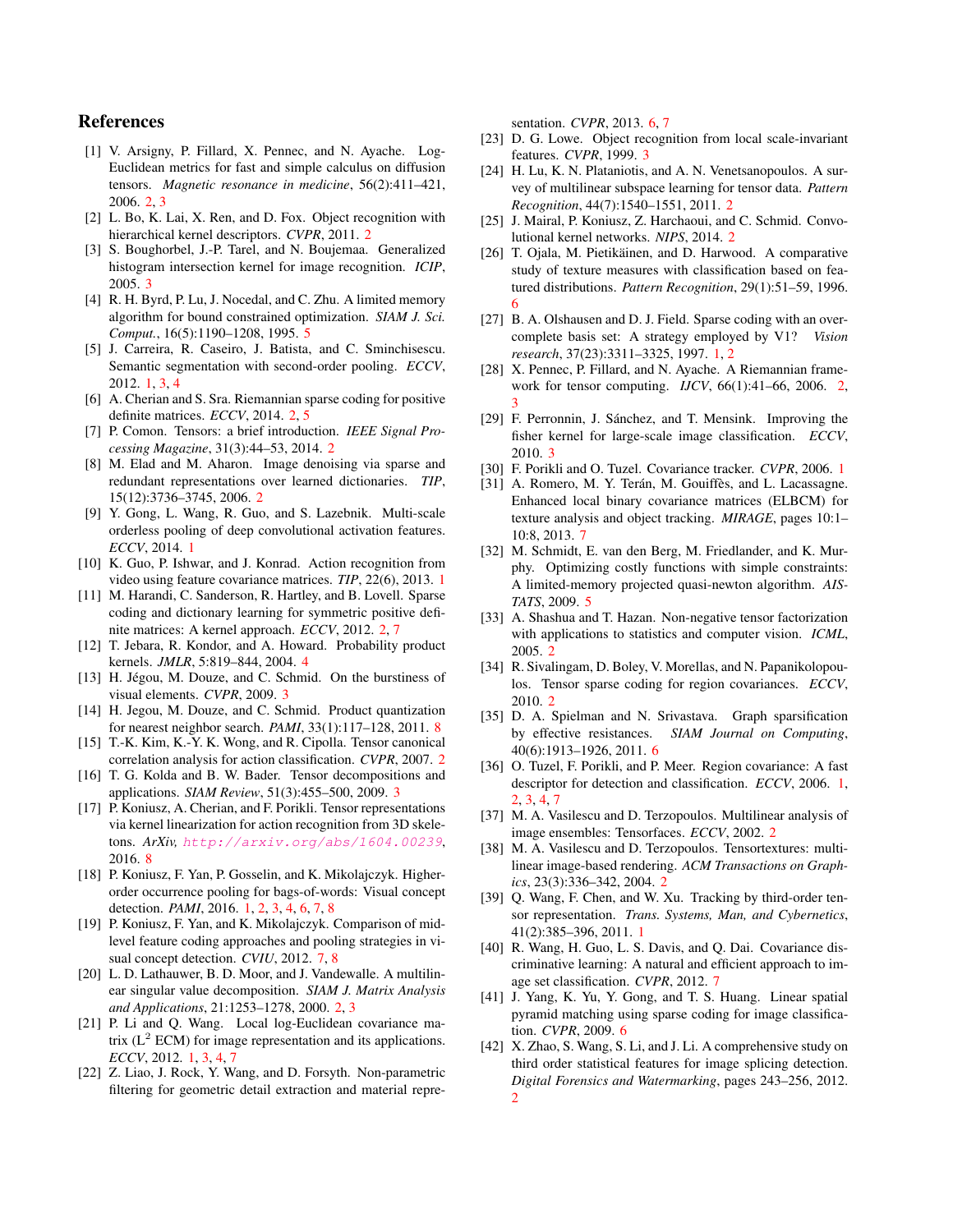# References

[1] V. Arsigny, P. Fillard, X. Pennec, and N. Ayache. Log-Euclidean metrics for fast and simple calculus on diffusion tensors. *Magnetic resonance in medicine*, 56(2):411–421, 2006. 2, 3

[2] L. Bo, K. Lai, X. Ren, and D. Fox. Object recognition with hierarchical kernel descriptors. *CVPR*, 2011. 2

[3] S. Boughorbel, J.-P. Tarel, and N. Boujemaa. Generalized histogram intersection kernel for image recognition. *ICIP*, 2005. 3

[4] R. H. Byrd, P. Lu, J. Nocedal, and C. Zhu. A limited memory algorithm for bound constrained optimization. *SIAM J. Sci. Comput.*, 16(5):1190–1208, 1995. 5

[5] J. Carreira, R. Caseiro, J. Batista, and C. Sminchisescu. Semantic segmentation with second-order pooling. *ECCV*, 2012. 1, 3, 4

[6] A. Cherian and S. Sra. Riemannian sparse coding for positive definite matrices. *ECCV*, 2014. 2, 5

[7] P. Comon. Tensors: a brief introduction. *IEEE Signal Processing Magazine*, 31(3):44–53, 2014. 2

[8] M. Elad and M. Aharon. Image denoising via sparse and redundant representations over learned dictionaries. *TIP*, 15(12):3736–3745, 2006. 2

[9] Y. Gong, L. Wang, R. Guo, and S. Lazebnik. Multi-scale orderless pooling of deep convolutional activation features. *ECCV*, 2014. 1

[10] K. Guo, P. Ishwar, and J. Konrad. Action recognition from video using feature covariance matrices. *TIP*, 22(6), 2013. 1

[11] M. Harandi, C. Sanderson, R. Hartley, and B. Lovell. Sparse coding and dictionary learning for symmetric positive definite matrices: A kernel approach. *ECCV*, 2012. 2, 7

[12] T. Jebara, R. Kondor, and A. Howard. Probability product kernels. *JMLR*, 5:819–844, 2004. 4

[13] H. Jégou, M. Douze, and C. Schmid. On the burstiness of visual elements. *CVPR*, 2009. 3

[14] H. Jegou, M. Douze, and C. Schmid. Product quantization for nearest neighbor search. *PAMI*, 33(1):117–128, 2011. 8

[15] T.-K. Kim, K.-Y. K. Wong, and R. Cipolla. Tensor canonical correlation analysis for action classification. *CVPR*, 2007. 2

[16] T. G. Kolda and B. W. Bader. Tensor decompositions and applications. *SIAM Review*, 51(3):455–500, 2009. 3

[17] P. Koniusz, A. Cherian, and F. Porikli. Tensor representations via kernel linearization for action recognition from 3D skeletons. *ArXiv*, http://arxiv.org/abs/1604.00239, 2016. 8

[18] P. Koniusz, F. Yan, P. Gosselin, and K. Mikolajczyk. Higher-order occurrence pooling for bags-of-words: Visual concept detection. *PAMI*, 2016. 1, 2, 3, 4, 6, 7, 8

[19] P. Koniusz, F. Yan, and K. Mikolajczyk. Comparison of mid-level feature coding approaches and pooling strategies in visual concept detection. *CVIU*, 2012. 7, 8

[20] L. D. Lathauwer, B. D. Moor, and J. Vandewalle. A multilinear singular value decomposition. *SIAM J. Matrix Analysis and Applications*, 21:1253–1278, 2000. 2, 3

[21] P. Li and Q. Wang. Local log-Euclidean covariance matrix ($L^2$ ECM) for image representation and its applications. *ECCV*, 2012. 1, 3, 4, 7

[22] Z. Liao, J. Rock, Y. Wang, and D. Forsyth. Non-parametric filtering for geometric detail extraction and material representation. *CVPR*, 2013. 6, 7

[23] D. G. Lowe. Object recognition from local scale-invariant features. *CVPR*, 1999. 3

[24] H. Lu, K. N. Plataniotis, and A. N. Venetsanopoulos. A survey of multilinear subspace learning for tensor data. *Pattern Recognition*, 44(7):1540–1551, 2011. 2

[25] J. Mairal, P. Koniusz, Z. Harchaoui, and C. Schmid. Convolutional kernel networks. *NIPS*, 2014. 2

[26] T. Ojala, M. Pietikäinen, and D. Harwood. A comparative study of texture measures with classification based on featured distributions. *Pattern Recognition*, 29(1):51–59, 1996. 6

[27] B. A. Olshausen and D. J. Field. Sparse coding with an overcomplete basis set: A strategy employed by V1? *Vision research*, 37(23):3311–3325, 1997. 1, 2

[28] X. Pennec, P. Fillard, and N. Ayache. A Riemannian framework for tensor computing. *IJCV*, 66(1):41–66, 2006. 2, 3

[29] F. Perronnin, J. Sánchez, and T. Mensink. Improving the fisher kernel for large-scale image classification. *ECCV*, 2010. 3

[30] F. Porikli and O. Tuzel. Covariance tracker. *CVPR*, 2006. 1

[31] A. Romero, M. Y. Terán, M. Gouiffès, and L. Lacassagne. Enhanced local binary covariance matrices (ELBCM) for texture analysis and object tracking. *MIRAGE*, pages 10:1–10:8, 2013. 7

[32] M. Schmidt, E. van den Berg, M. Friedlander, and K. Murphy. Optimizing costly functions with simple constraints: A limited-memory projected quasi-newton algorithm. *AISTATS*, 2009. 5

[33] A. Shashua and T. Hazan. Non-negative tensor factorization with applications to statistics and computer vision. *ICML*, 2005. 2

[34] R. Sivalingam, D. Boley, V. Morellas, and N. Papanikolopoulos. Tensor sparse coding for region covariances. *ECCV*, 2010. 2

[35] D. A. Spielman and N. Srivastava. Graph sparsification by effective resistances. *SIAM Journal on Computing*, 40(6):1913–1926, 2011. 6

[36] O. Tuzel, F. Porikli, and P. Meer. Region covariance: A fast descriptor for detection and classification. *ECCV*, 2006. 1, 2, 3, 4, 7

[37] M. A. Vasilescu and D. Terzopoulos. Multilinear analysis of image ensembles: Tensorfaces. *ECCV*, 2002. 2

[38] M. A. Vasilescu and D. Terzopoulos. Tensortextures: multilinear image-based rendering. *ACM Transactions on Graphics*, 23(3):336–342, 2004. 2

[39] Q. Wang, F. Chen, and W. Xu. Tracking by third-order tensor representation. *Trans. Systems, Man, and Cybernetics*, 41(2):385–396, 2011. 1

[40] R. Wang, H. Guo, L. S. Davis, and Q. Dai. Covariance discriminative learning: A natural and efficient approach to image set classification. *CVPR*, 2012. 7

[41] J. Yang, K. Yu, Y. Gong, and T. S. Huang. Linear spatial pyramid matching using sparse coding for image classification. *CVPR*, 2009. 6

[42] X. Zhao, S. Wang, S. Li, and J. Li. A comprehensive study on third order statistical features for image splicing detection. *Digital Forensics and Watermarking*, pages 243–256, 2012. 2